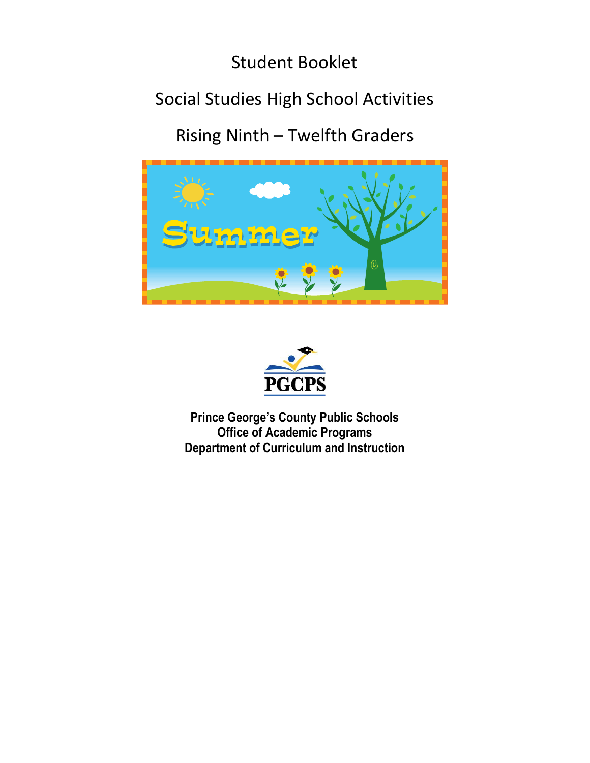# Student Booklet

## Social Studies High School Activities

## Rising Ninth – Twelfth Graders

**Prince George's County Public Schools**
**Office of Academic Programs**
**Department of Curriculum and Instruction**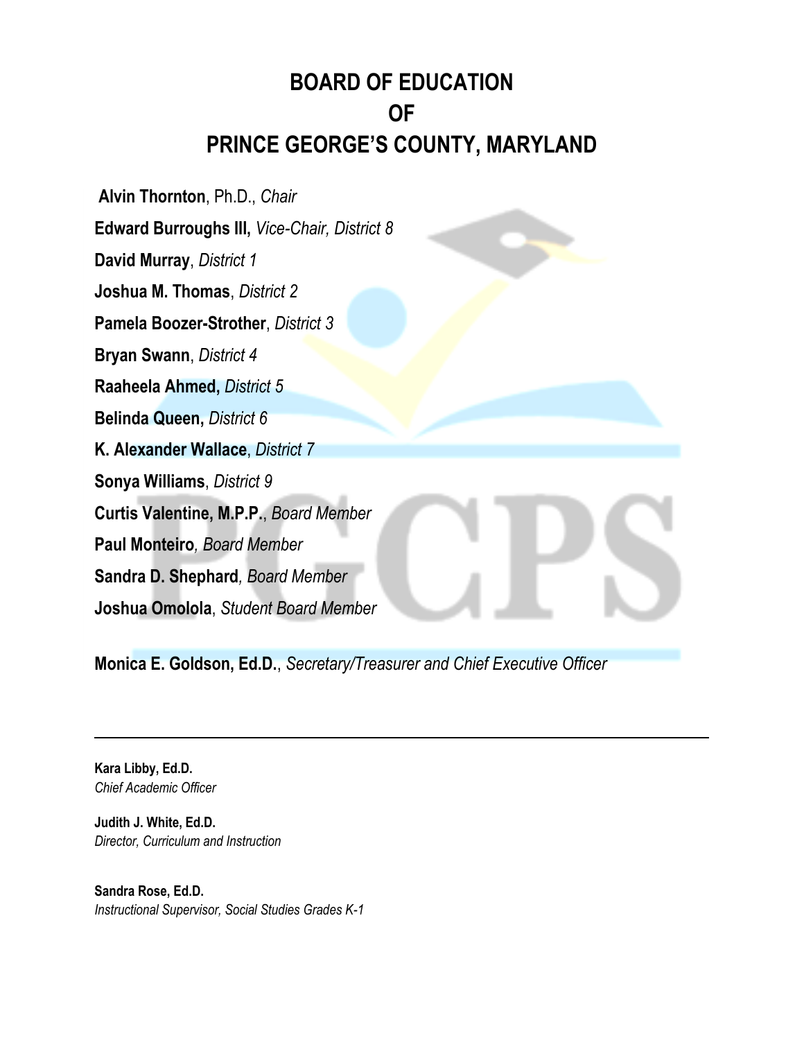# BOARD OF EDUCATION
# OF
# PRINCE GEORGE'S COUNTY, MARYLAND

**Alvin Thornton**, Ph.D., *Chair*

**Edward Burroughs III,** *Vice-Chair, District 8*

**David Murray**, *District 1*

**Joshua M. Thomas**, *District 2*

**Pamela Boozer-Strother**, *District 3*

**Bryan Swann**, *District 4*

**Raaheela Ahmed,** *District 5*

**Belinda Queen,** *District 6*

**K. Alexander Wallace**, *District 7*

**Sonya Williams**, *District 9*

**Curtis Valentine, M.P.P.**, *Board Member*

**Paul Monteiro***, Board Member*

**Sandra D. Shephard***, Board Member*

**Joshua Omolola**, *Student Board Member*

**Monica E. Goldson, Ed.D.**, *Secretary/Treasurer and Chief Executive Officer*

---

**Kara Libby, Ed.D.**
*Chief Academic Officer*

**Judith J. White, Ed.D.**
*Director, Curriculum and Instruction*

**Sandra Rose, Ed.D.**
*Instructional Supervisor, Social Studies Grades K-1*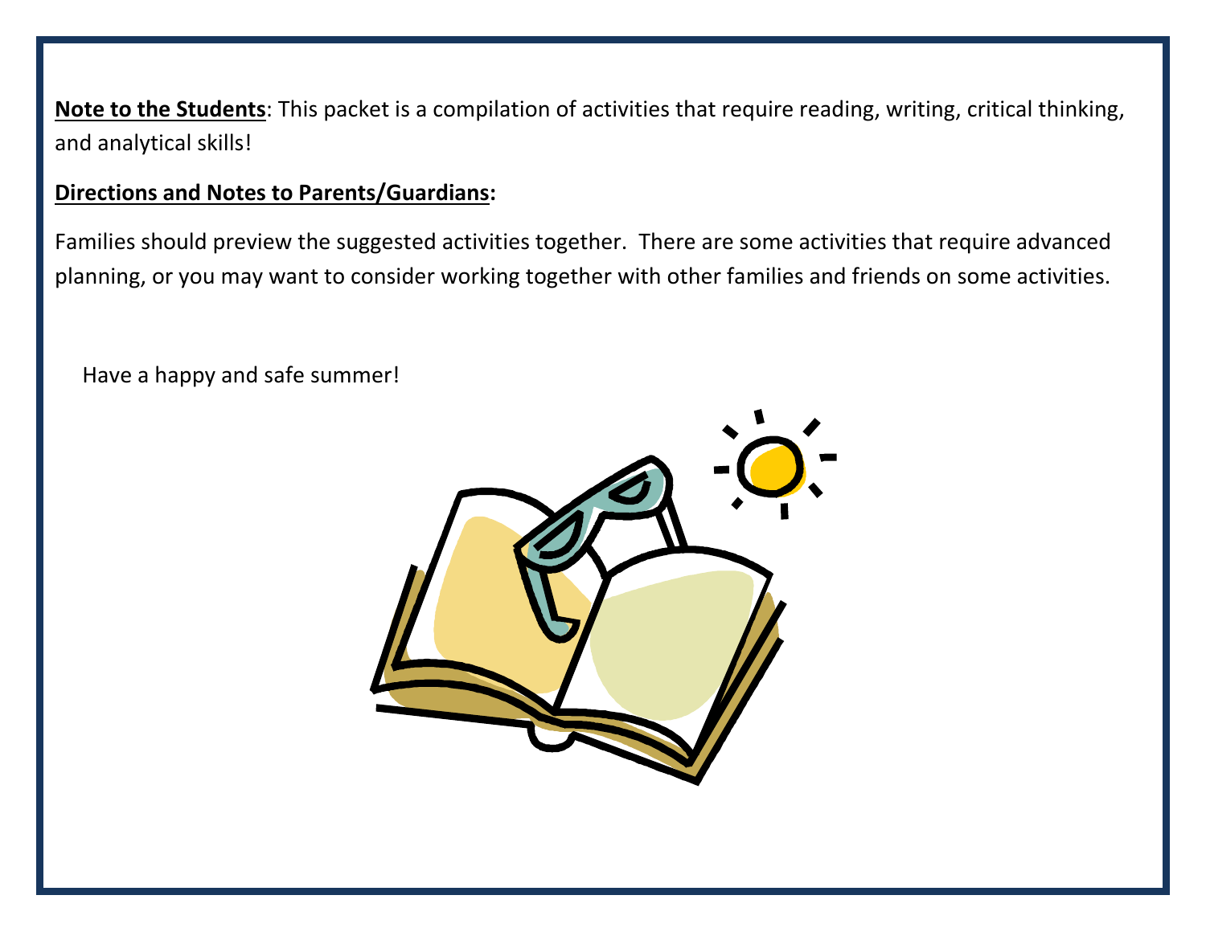**<u>Note to the Students</u>**: This packet is a compilation of activities that require reading, writing, critical thinking, and analytical skills!

**<u>Directions and Notes to Parents/Guardians</u>:**

Families should preview the suggested activities together. There are some activities that require advanced planning, or you may want to consider working together with other families and friends on some activities.

Have a happy and safe summer!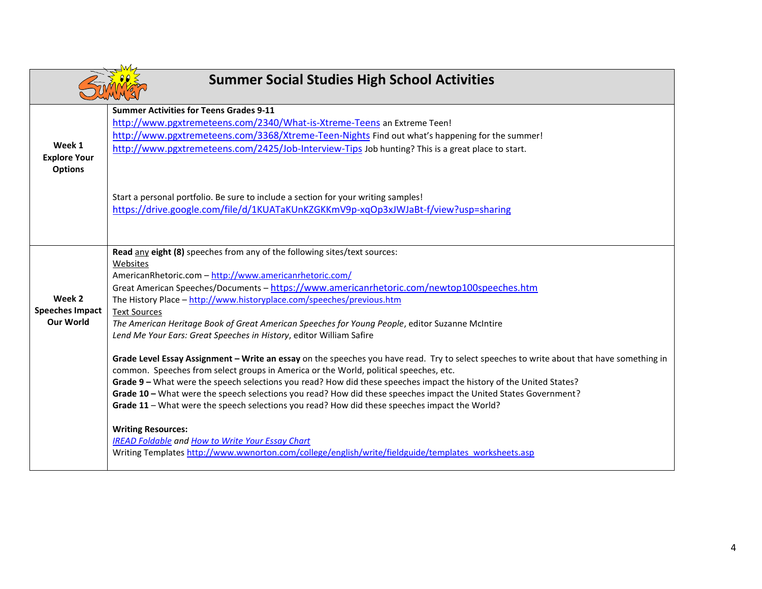# Summer Social Studies High School Activities

| Week | Activities |
| --- | --- |
| **Week 1 Explore Your Options** | **Summer Activities for Teens Grades 9-11**<br>http://www.pgxtremeteens.com/2340/What-is-Xtreme-Teens an Extreme Teen!<br>http://www.pgxtremeteens.com/3368/Xtreme-Teen-Nights Find out what's happening for the summer!<br>http://www.pgxtremeteens.com/2425/Job-Interview-Tips Job hunting? This is a great place to start.<br><br>Start a personal portfolio. Be sure to include a section for your writing samples!<br>https://drive.google.com/file/d/1KUATaKUnKZGKKmV9p-xqOp3xJWJaBt-f/view?usp=sharing |
| **Week 2 Speeches Impact Our World** | **Read** any **eight (8)** speeches from any of the following sites/text sources:<br>Websites<br>AmericanRhetoric.com – http://www.americanrhetoric.com/<br>Great American Speeches/Documents – https://www.americanrhetoric.com/newtop100speeches.htm<br>The History Place – http://www.historyplace.com/speeches/previous.htm<br>Text Sources<br>*The American Heritage Book of Great American Speeches for Young People*, editor Suzanne McIntire<br>*Lend Me Your Ears: Great Speeches in History*, editor William Safire<br><br>**Grade Level Essay Assignment – Write an essay** on the speeches you have read. Try to select speeches to write about that have something in common. Speeches from select groups in America or the World, political speeches, etc.<br>**Grade 9 –** What were the speech selections you read? How did these speeches impact the history of the United States?<br>**Grade 10 –** What were the speech selections you read? How did these speeches impact the United States Government?<br>**Grade 11** – What were the speech selections you read? How did these speeches impact the World?<br><br>**Writing Resources:**<br>*IREAD Foldable and How to Write Your Essay Chart*<br>Writing Templates http://www.wwnorton.com/college/english/write/fieldguide/templates_worksheets.asp |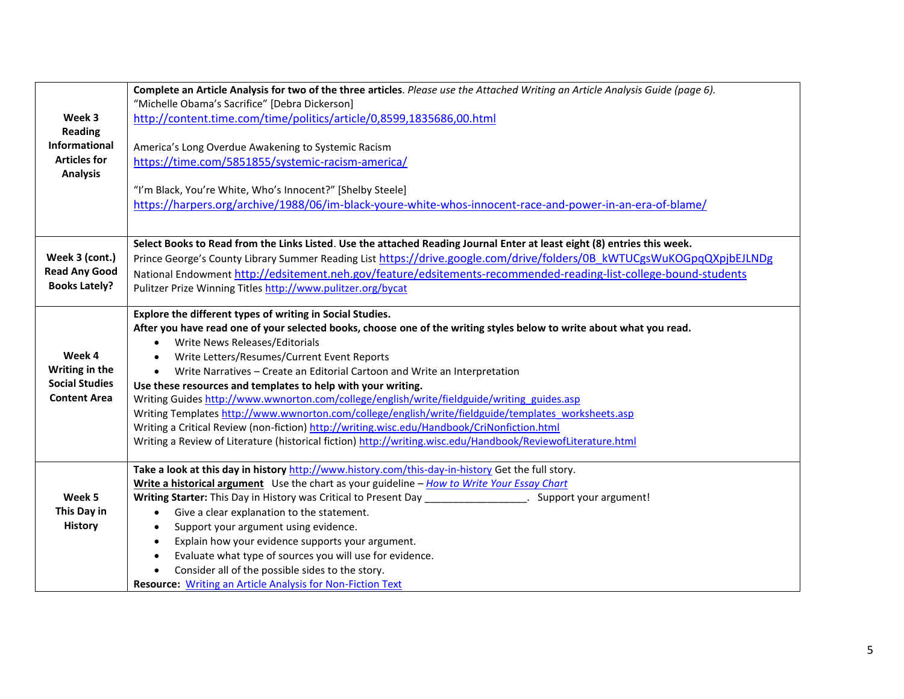| | |
|---|---|
| **Week 3 Reading Informational Articles for Analysis** | **Complete an Article Analysis for two of the three articles**. *Please use the Attached Writing an Article Analysis Guide (page 6).*<br>“Michelle Obama’s Sacrifice” [Debra Dickerson]<br>http://content.time.com/time/politics/article/0,8599,1835686,00.html<br><br>America’s Long Overdue Awakening to Systemic Racism<br>https://time.com/5851855/systemic-racism-america/<br><br>“I’m Black, You’re White, Who’s Innocent?” [Shelby Steele]<br>https://harpers.org/archive/1988/06/im-black-youre-white-whos-innocent-race-and-power-in-an-era-of-blame/ |
| **Week 3 (cont.) Read Any Good Books Lately?** | **Select Books to Read from the Links Listed**. **Use the attached Reading Journal Enter at least eight (8) entries this week.**<br>Prince George’s County Library Summer Reading List https://drive.google.com/drive/folders/0B_kWTUCgsWuKOGpqQXpjbEJLNDg<br>National Endowment http://edsitement.neh.gov/feature/edsitements-recommended-reading-list-college-bound-students<br>Pulitzer Prize Winning Titles http://www.pulitzer.org/bycat |
| **Week 4 Writing in the Social Studies Content Area** | **Explore the different types of writing in Social Studies.**<br>**After you have read one of your selected books, choose one of the writing styles below to write about what you read.**<br>• Write News Releases/Editorials<br>• Write Letters/Resumes/Current Event Reports<br>• Write Narratives – Create an Editorial Cartoon and Write an Interpretation<br>**Use these resources and templates to help with your writing.**<br>Writing Guides http://www.wwnorton.com/college/english/write/fieldguide/writing_guides.asp<br>Writing Templates http://www.wwnorton.com/college/english/write/fieldguide/templates_worksheets.asp<br>Writing a Critical Review (non-fiction) http://writing.wisc.edu/Handbook/CriNonfiction.html<br>Writing a Review of Literature (historical fiction) http://writing.wisc.edu/Handbook/ReviewofLiterature.html |
| **Week 5 This Day in History** | **Take a look at this day in history** http://www.history.com/this-day-in-history Get the full story.<br>**Write a historical argument** Use the chart as your guideline – *How to Write Your Essay Chart*<br>**Writing Starter:** This Day in History was Critical to Present Day __________________. Support your argument!<br>• Give a clear explanation to the statement.<br>• Support your argument using evidence.<br>• Explain how your evidence supports your argument.<br>• Evaluate what type of sources you will use for evidence.<br>• Consider all of the possible sides to the story.<br>**Resource:** Writing an Article Analysis for Non-Fiction Text |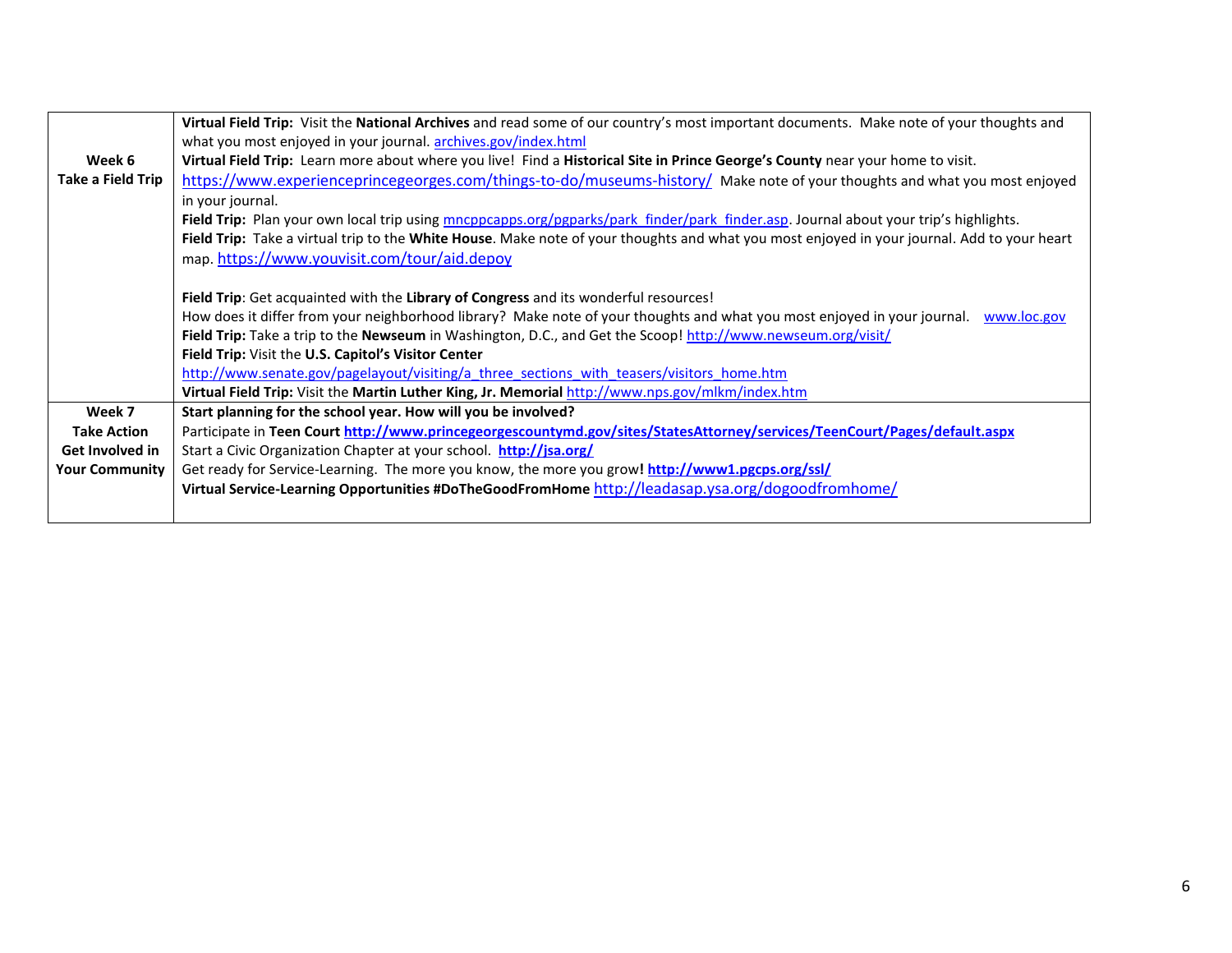| | |
|---|---|
| **Week 6**<br>**Take a Field Trip** | **Virtual Field Trip:** Visit the **National Archives** and read some of our country's most important documents. Make note of your thoughts and what you most enjoyed in your journal. archives.gov/index.html<br>**Virtual Field Trip:** Learn more about where you live! Find a **Historical Site in Prince George's County** near your home to visit. https://www.experienceprincegeorges.com/things-to-do/museums-history/ Make note of your thoughts and what you most enjoyed in your journal.<br>**Field Trip:** Plan your own local trip using mncppcapps.org/pgparks/park_finder/park_finder.asp. Journal about your trip's highlights.<br>**Field Trip:** Take a virtual trip to the **White House**. Make note of your thoughts and what you most enjoyed in your journal. Add to your heart map. https://www.youvisit.com/tour/aid.depoy<br><br>**Field Trip**: Get acquainted with the **Library of Congress** and its wonderful resources!<br>How does it differ from your neighborhood library? Make note of your thoughts and what you most enjoyed in your journal. www.loc.gov<br>**Field Trip:** Take a trip to the **Newseum** in Washington, D.C., and Get the Scoop! http://www.newseum.org/visit/<br>**Field Trip:** Visit the **U.S. Capitol's Visitor Center**<br>http://www.senate.gov/pagelayout/visiting/a_three_sections_with_teasers/visitors_home.htm<br>**Virtual Field Trip:** Visit the **Martin Luther King, Jr. Memorial** http://www.nps.gov/mlkm/index.htm |
| **Week 7**<br>**Take Action**<br>**Get Involved in Your Community** | **Start planning for the school year. How will you be involved?**<br>Participate in **Teen Court** **http://www.princegeorgescountymd.gov/sites/StatesAttorney/services/TeenCourt/Pages/default.aspx**<br>Start a Civic Organization Chapter at your school. **http://jsa.org/**<br>Get ready for Service-Learning. The more you know, the more you grow**!** **http://www1.pgcps.org/ssl/**<br>**Virtual Service-Learning Opportunities #DoTheGoodFromHome** http://leadasap.ysa.org/dogoodfromhome/ |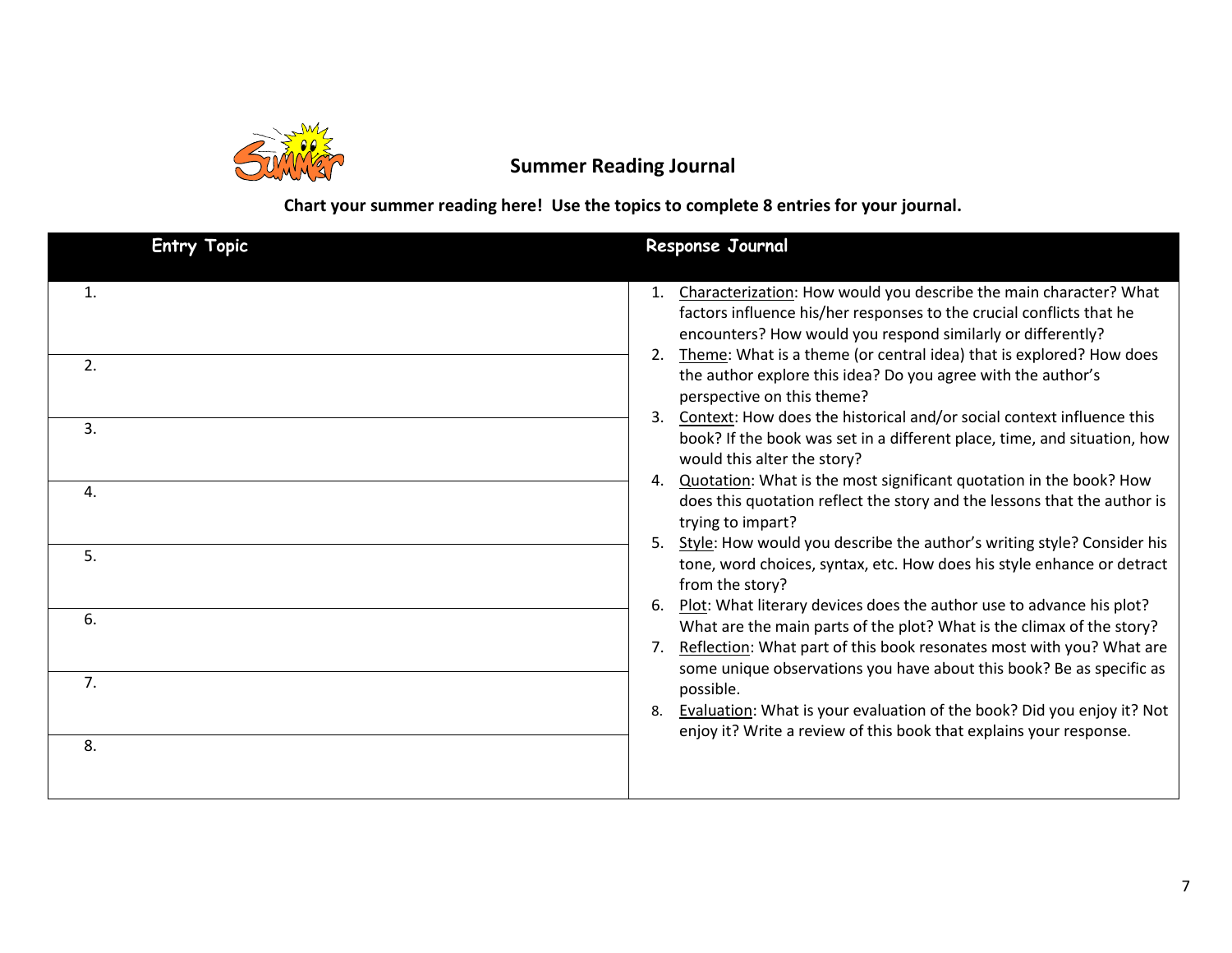## Summer Reading Journal

**Chart your summer reading here! Use the topics to complete 8 entries for your journal.**

| Entry Topic | Response Journal |
|---|---|
| 1. | 1. Characterization: How would you describe the main character? What factors influence his/her responses to the crucial conflicts that he encounters? How would you respond similarly or differently? |
| 2. | 2. Theme: What is a theme (or central idea) that is explored? How does the author explore this idea? Do you agree with the author's perspective on this theme? |
| 3. | 3. Context: How does the historical and/or social context influence this book? If the book was set in a different place, time, and situation, how would this alter the story? |
| 4. | 4. Quotation: What is the most significant quotation in the book? How does this quotation reflect the story and the lessons that the author is trying to impart? |
| 5. | 5. Style: How would you describe the author's writing style? Consider his tone, word choices, syntax, etc. How does his style enhance or detract from the story? |
| 6. | 6. Plot: What literary devices does the author use to advance his plot? What are the main parts of the plot? What is the climax of the story? |
| 7. | 7. Reflection: What part of this book resonates most with you? What are some unique observations you have about this book? Be as specific as possible. |
| 8. | 8. Evaluation: What is your evaluation of the book? Did you enjoy it? Not enjoy it? Write a review of this book that explains your response. |